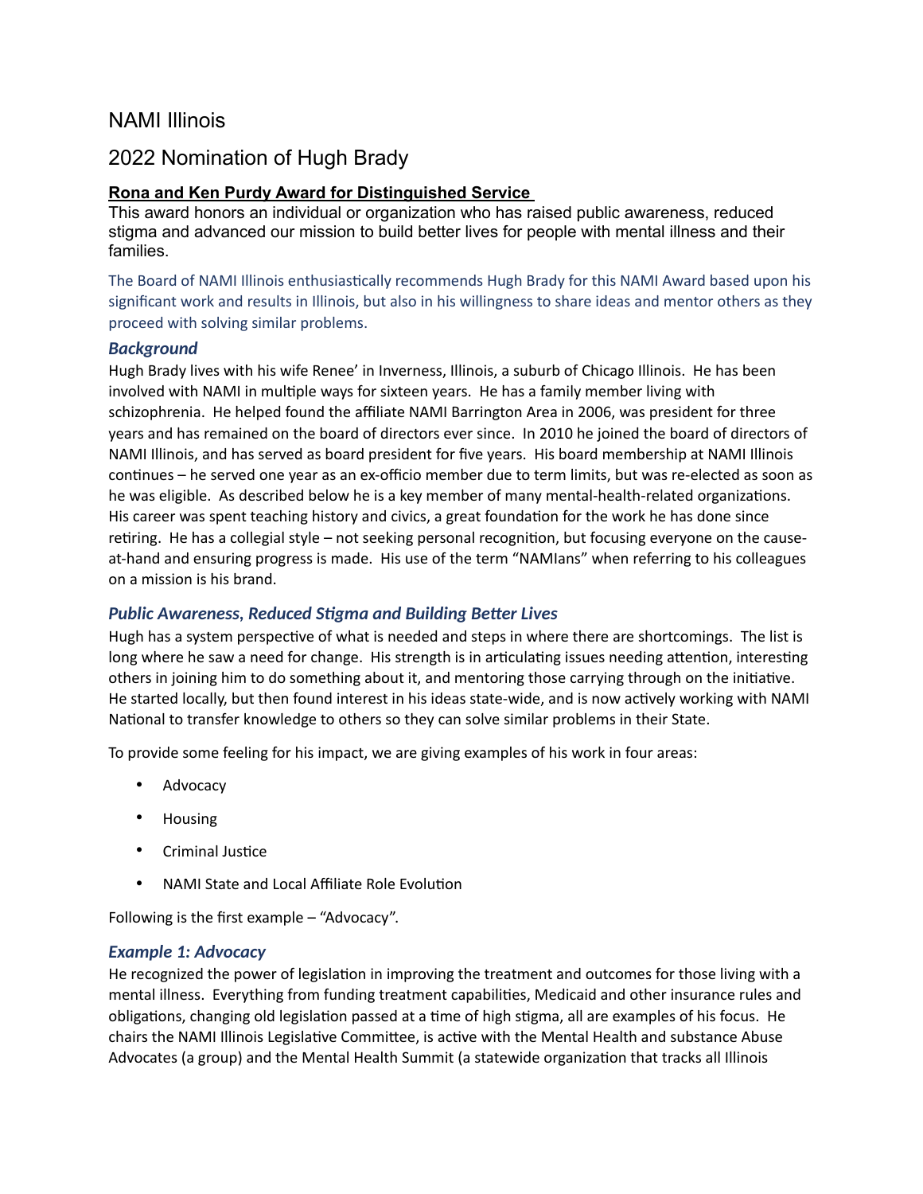# NAMI Illinois

## 2022 Nomination of Hugh Brady

**Rona and Ken Purdy Award for Distinguished Service**

This award honors an individual or organization who has raised public awareness, reduced stigma and advanced our mission to build better lives for people with mental illness and their families.

The Board of NAMI Illinois enthusiastically recommends Hugh Brady for this NAMI Award based upon his significant work and results in Illinois, but also in his willingness to share ideas and mentor others as they proceed with solving similar problems.

### *Background*

Hugh Brady lives with his wife Renee' in Inverness, Illinois, a suburb of Chicago Illinois. He has been involved with NAMI in multiple ways for sixteen years. He has a family member living with schizophrenia. He helped found the affiliate NAMI Barrington Area in 2006, was president for three years and has remained on the board of directors ever since. In 2010 he joined the board of directors of NAMI Illinois, and has served as board president for five years. His board membership at NAMI Illinois continues – he served one year as an ex-officio member due to term limits, but was re-elected as soon as he was eligible. As described below he is a key member of many mental-health-related organizations. His career was spent teaching history and civics, a great foundation for the work he has done since retiring. He has a collegial style – not seeking personal recognition, but focusing everyone on the cause-at-hand and ensuring progress is made. His use of the term "NAMIans" when referring to his colleagues on a mission is his brand.

### *Public Awareness, Reduced Stigma and Building Better Lives*

Hugh has a system perspective of what is needed and steps in where there are shortcomings. The list is long where he saw a need for change. His strength is in articulating issues needing attention, interesting others in joining him to do something about it, and mentoring those carrying through on the initiative. He started locally, but then found interest in his ideas state-wide, and is now actively working with NAMI National to transfer knowledge to others so they can solve similar problems in their State.

To provide some feeling for his impact, we are giving examples of his work in four areas:

- Advocacy
- Housing
- Criminal Justice
- NAMI State and Local Affiliate Role Evolution

Following is the first example – "Advocacy".

### *Example 1: Advocacy*

He recognized the power of legislation in improving the treatment and outcomes for those living with a mental illness. Everything from funding treatment capabilities, Medicaid and other insurance rules and obligations, changing old legislation passed at a time of high stigma, all are examples of his focus. He chairs the NAMI Illinois Legislative Committee, is active with the Mental Health and substance Abuse Advocates (a group) and the Mental Health Summit (a statewide organization that tracks all Illinois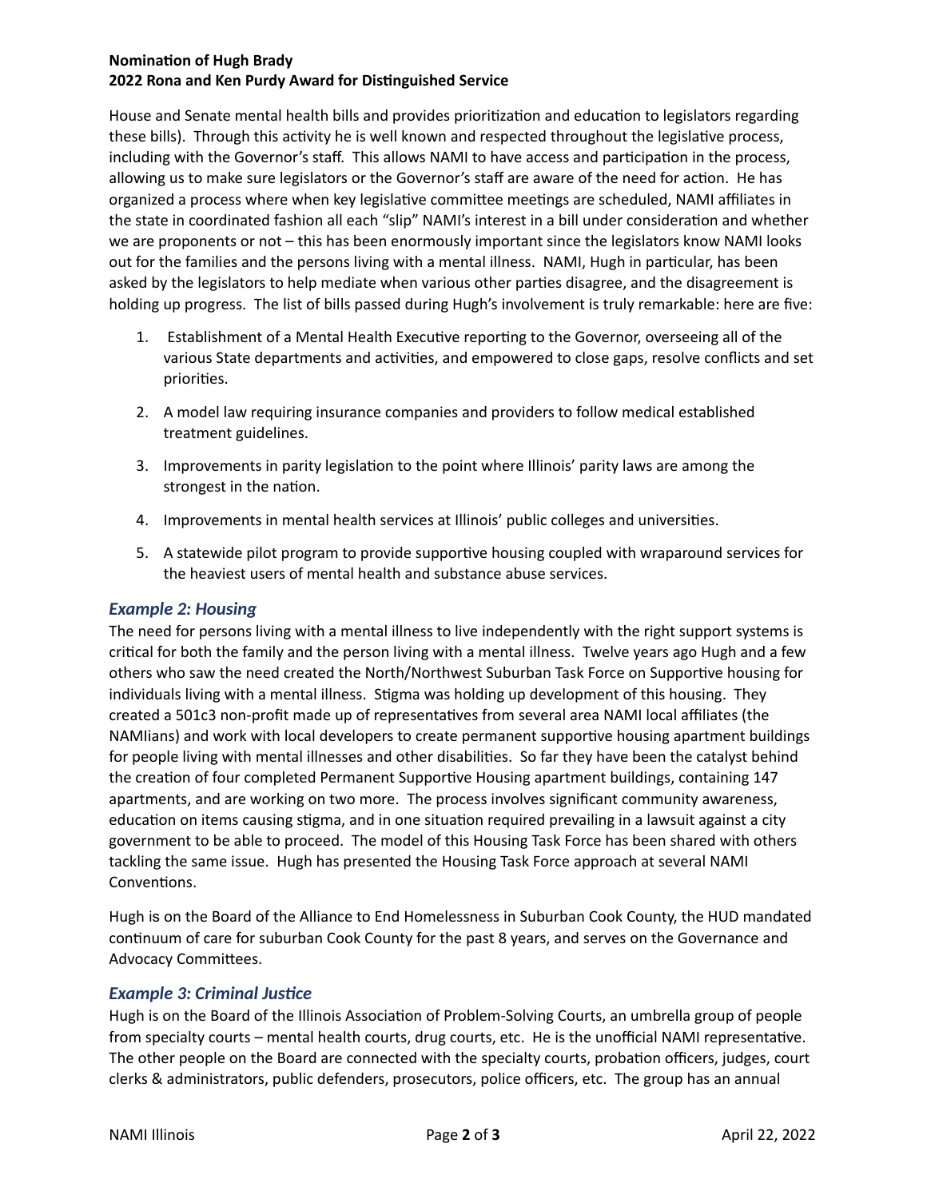House and Senate mental health bills and provides prioritization and education to legislators regarding these bills). Through this activity he is well known and respected throughout the legislative process, including with the Governor's staff. This allows NAMI to have access and participation in the process, allowing us to make sure legislators or the Governor's staff are aware of the need for action. He has organized a process where when key legislative committee meetings are scheduled, NAMI affiliates in the state in coordinated fashion all each "slip" NAMI's interest in a bill under consideration and whether we are proponents or not – this has been enormously important since the legislators know NAMI looks out for the families and the persons living with a mental illness. NAMI, Hugh in particular, has been asked by the legislators to help mediate when various other parties disagree, and the disagreement is holding up progress. The list of bills passed during Hugh's involvement is truly remarkable: here are five:

1. Establishment of a Mental Health Executive reporting to the Governor, overseeing all of the various State departments and activities, and empowered to close gaps, resolve conflicts and set priorities.
2. A model law requiring insurance companies and providers to follow medical established treatment guidelines.
3. Improvements in parity legislation to the point where Illinois' parity laws are among the strongest in the nation.
4. Improvements in mental health services at Illinois' public colleges and universities.
5. A statewide pilot program to provide supportive housing coupled with wraparound services for the heaviest users of mental health and substance abuse services.

### *Example 2: Housing*

The need for persons living with a mental illness to live independently with the right support systems is critical for both the family and the person living with a mental illness. Twelve years ago Hugh and a few others who saw the need created the North/Northwest Suburban Task Force on Supportive housing for individuals living with a mental illness. Stigma was holding up development of this housing. They created a 501c3 non-profit made up of representatives from several area NAMI local affiliates (the NAMIians) and work with local developers to create permanent supportive housing apartment buildings for people living with mental illnesses and other disabilities. So far they have been the catalyst behind the creation of four completed Permanent Supportive Housing apartment buildings, containing 147 apartments, and are working on two more. The process involves significant community awareness, education on items causing stigma, and in one situation required prevailing in a lawsuit against a city government to be able to proceed. The model of this Housing Task Force has been shared with others tackling the same issue. Hugh has presented the Housing Task Force approach at several NAMI Conventions.

Hugh is on the Board of the Alliance to End Homelessness in Suburban Cook County, the HUD mandated continuum of care for suburban Cook County for the past 8 years, and serves on the Governance and Advocacy Committees.

### *Example 3: Criminal Justice*

Hugh is on the Board of the Illinois Association of Problem-Solving Courts, an umbrella group of people from specialty courts – mental health courts, drug courts, etc. He is the unofficial NAMI representative. The other people on the Board are connected with the specialty courts, probation officers, judges, court clerks & administrators, public defenders, prosecutors, police officers, etc. The group has an annual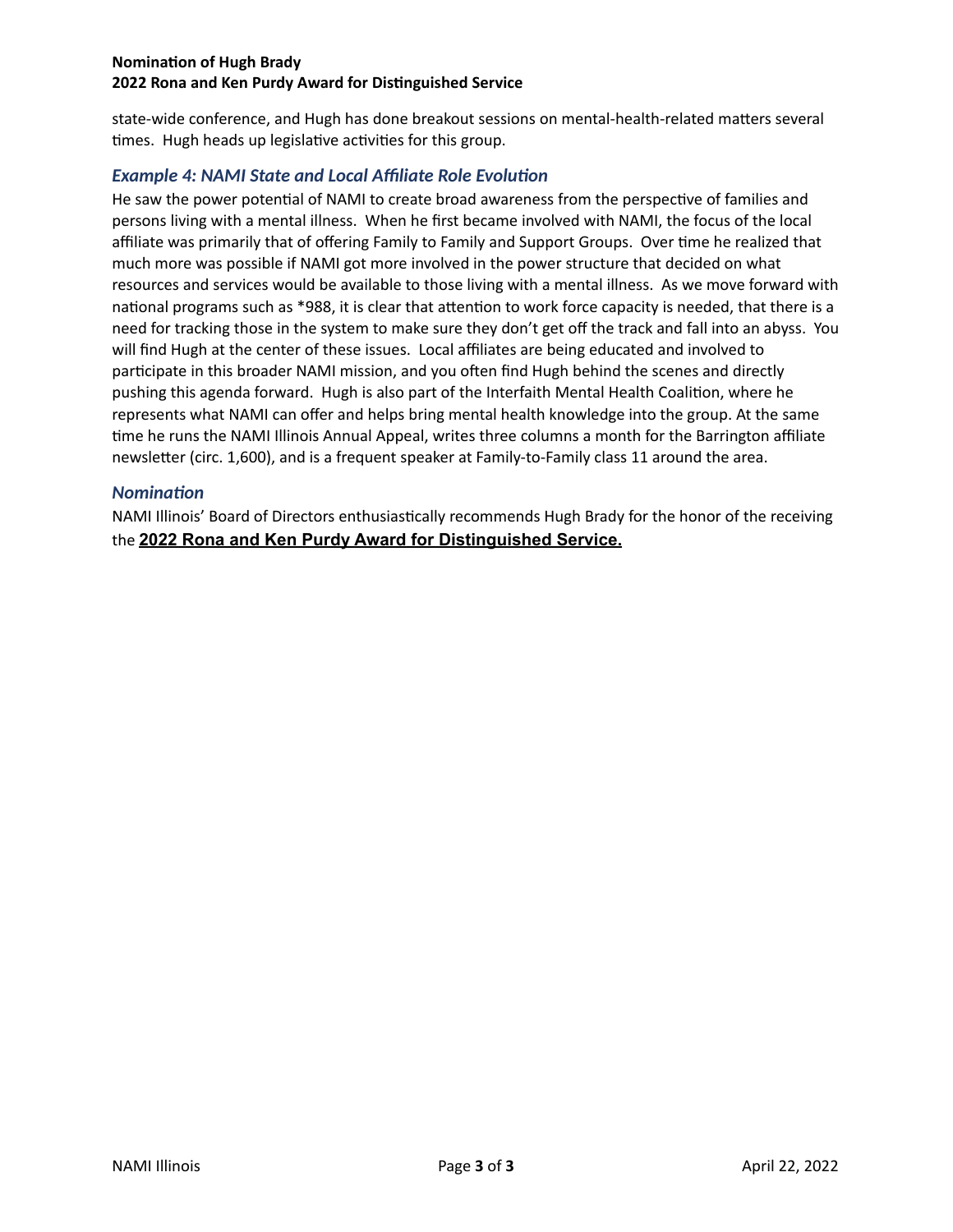state-wide conference, and Hugh has done breakout sessions on mental-health-related matters several times.  Hugh heads up legislative activities for this group.

### *Example 4: NAMI State and Local Affiliate Role Evolution*

He saw the power potential of NAMI to create broad awareness from the perspective of families and persons living with a mental illness.  When he first became involved with NAMI, the focus of the local affiliate was primarily that of offering Family to Family and Support Groups.  Over time he realized that much more was possible if NAMI got more involved in the power structure that decided on what resources and services would be available to those living with a mental illness.  As we move forward with national programs such as *988, it is clear that attention to work force capacity is needed, that there is a need for tracking those in the system to make sure they don't get off the track and fall into an abyss.  You will find Hugh at the center of these issues.  Local affiliates are being educated and involved to participate in this broader NAMI mission, and you often find Hugh behind the scenes and directly pushing this agenda forward.  Hugh is also part of the Interfaith Mental Health Coalition, where he represents what NAMI can offer and helps bring mental health knowledge into the group. At the same time he runs the NAMI Illinois Annual Appeal, writes three columns a month for the Barrington affiliate newsletter (circ. 1,600), and is a frequent speaker at Family-to-Family class 11 around the area.

### *Nomination*

NAMI Illinois' Board of Directors enthusiastically recommends Hugh Brady for the honor of the receiving the **2022 Rona and Ken Purdy Award for Distinguished Service.**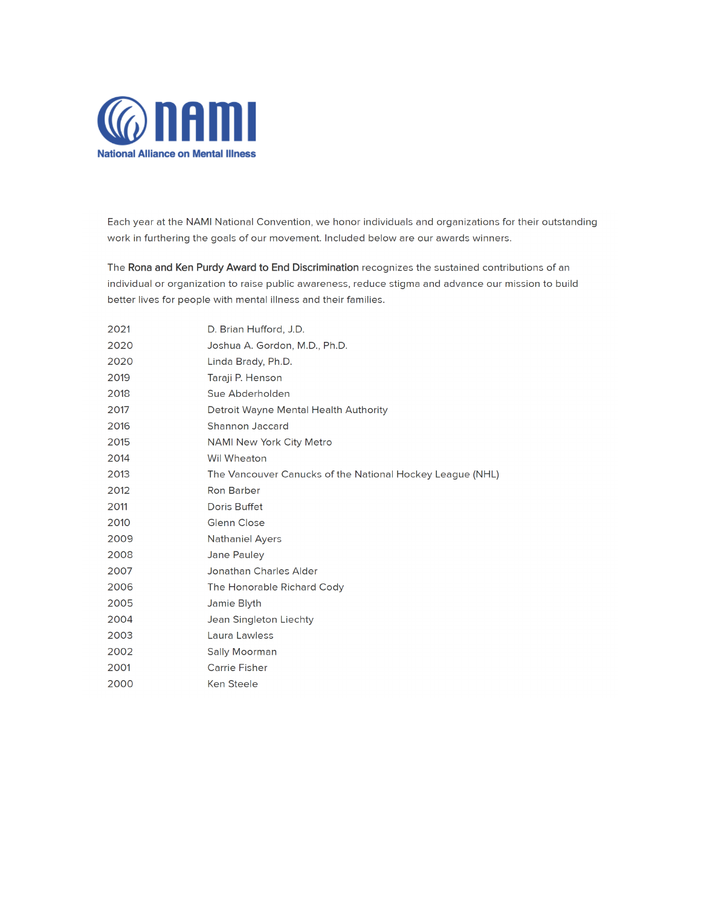Each year at the NAMI National Convention, we honor individuals and organizations for their outstanding work in furthering the goals of our movement. Included below are our awards winners.

The **Rona and Ken Purdy Award to End Discrimination** recognizes the sustained contributions of an individual or organization to raise public awareness, reduce stigma and advance our mission to build better lives for people with mental illness and their families.

| | |
|---|---|
| 2021 | D. Brian Hufford, J.D. |
| 2020 | Joshua A. Gordon, M.D., Ph.D. |
| 2020 | Linda Brady, Ph.D. |
| 2019 | Taraji P. Henson |
| 2018 | Sue Abderholden |
| 2017 | Detroit Wayne Mental Health Authority |
| 2016 | Shannon Jaccard |
| 2015 | NAMI New York City Metro |
| 2014 | Wil Wheaton |
| 2013 | The Vancouver Canucks of the National Hockey League (NHL) |
| 2012 | Ron Barber |
| 2011 | Doris Buffet |
| 2010 | Glenn Close |
| 2009 | Nathaniel Ayers |
| 2008 | Jane Pauley |
| 2007 | Jonathan Charles Alder |
| 2006 | The Honorable Richard Cody |
| 2005 | Jamie Blyth |
| 2004 | Jean Singleton Liechty |
| 2003 | Laura Lawless |
| 2002 | Sally Moorman |
| 2001 | Carrie Fisher |
| 2000 | Ken Steele |